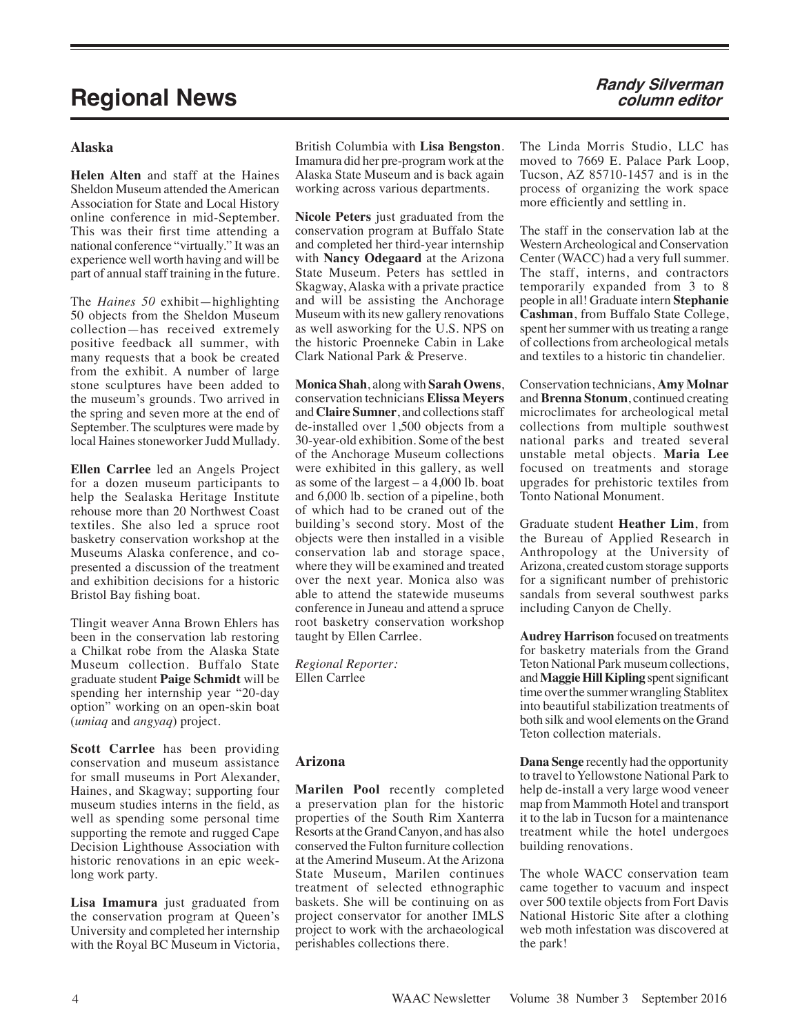# Regional News

*Randy Silverman*
*column editor*

## Alaska

**Helen Alten** and staff at the Haines Sheldon Museum attended the American Association for State and Local History online conference in mid-September. This was their first time attending a national conference "virtually." It was an experience well worth having and will be part of annual staff training in the future.

The *Haines 50* exhibit—highlighting 50 objects from the Sheldon Museum collection—has received extremely positive feedback all summer, with many requests that a book be created from the exhibit. A number of large stone sculptures have been added to the museum's grounds. Two arrived in the spring and seven more at the end of September. The sculptures were made by local Haines stoneworker Judd Mullady.

**Ellen Carrlee** led an Angels Project for a dozen museum participants to help the Sealaska Heritage Institute rehouse more than 20 Northwest Coast textiles. She also led a spruce root basketry conservation workshop at the Museums Alaska conference, and co-presented a discussion of the treatment and exhibition decisions for a historic Bristol Bay fishing boat.

Tlingit weaver Anna Brown Ehlers has been in the conservation lab restoring a Chilkat robe from the Alaska State Museum collection. Buffalo State graduate student **Paige Schmidt** will be spending her internship year "20-day option" working on an open-skin boat (*umiaq* and *angyaq*) project.

**Scott Carrlee** has been providing conservation and museum assistance for small museums in Port Alexander, Haines, and Skagway; supporting four museum studies interns in the field, as well as spending some personal time supporting the remote and rugged Cape Decision Lighthouse Association with historic renovations in an epic week-long work party.

**Lisa Imamura** just graduated from the conservation program at Queen's University and completed her internship with the Royal BC Museum in Victoria, British Columbia with **Lisa Bengston**. Imamura did her pre-program work at the Alaska State Museum and is back again working across various departments.

**Nicole Peters** just graduated from the conservation program at Buffalo State and completed her third-year internship with **Nancy Odegaard** at the Arizona State Museum. Peters has settled in Skagway, Alaska with a private practice and will be assisting the Anchorage Museum with its new gallery renovations as well asworking for the U.S. NPS on the historic Proenneke Cabin in Lake Clark National Park & Preserve.

**Monica Shah**, along with **Sarah Owens**, conservation technicians **Elissa Meyers** and **Claire Sumner**, and collections staff de-installed over 1,500 objects from a 30-year-old exhibition. Some of the best of the Anchorage Museum collections were exhibited in this gallery, as well as some of the largest – a 4,000 lb. boat and 6,000 lb. section of a pipeline, both of which had to be craned out of the building's second story. Most of the objects were then installed in a visible conservation lab and storage space, where they will be examined and treated over the next year. Monica also was able to attend the statewide museums conference in Juneau and attend a spruce root basketry conservation workshop taught by Ellen Carrlee.

*Regional Reporter:*
Ellen Carrlee

## Arizona

**Marilen Pool** recently completed a preservation plan for the historic properties of the South Rim Xanterra Resorts at the Grand Canyon, and has also conserved the Fulton furniture collection at the Amerind Museum. At the Arizona State Museum, Marilen continues treatment of selected ethnographic baskets. She will be continuing on as project conservator for another IMLS project to work with the archaeological perishables collections there.

The Linda Morris Studio, LLC has moved to 7669 E. Palace Park Loop, Tucson, AZ 85710-1457 and is in the process of organizing the work space more efficiently and settling in.

The staff in the conservation lab at the Western Archeological and Conservation Center (WACC) had a very full summer. The staff, interns, and contractors temporarily expanded from 3 to 8 people in all! Graduate intern **Stephanie Cashman**, from Buffalo State College, spent her summer with us treating a range of collections from archeological metals and textiles to a historic tin chandelier.

Conservation technicians, **Amy Molnar** and **Brenna Stonum**, continued creating microclimates for archeological metal collections from multiple southwest national parks and treated several unstable metal objects. **Maria Lee** focused on treatments and storage upgrades for prehistoric textiles from Tonto National Monument.

Graduate student **Heather Lim**, from the Bureau of Applied Research in Anthropology at the University of Arizona, created custom storage supports for a significant number of prehistoric sandals from several southwest parks including Canyon de Chelly.

**Audrey Harrison** focused on treatments for basketry materials from the Grand Teton National Park museum collections, and **Maggie Hill Kipling** spent significant time over the summer wrangling Stablitex into beautiful stabilization treatments of both silk and wool elements on the Grand Teton collection materials.

**Dana Senge** recently had the opportunity to travel to Yellowstone National Park to help de-install a very large wood veneer map from Mammoth Hotel and transport it to the lab in Tucson for a maintenance treatment while the hotel undergoes building renovations.

The whole WACC conservation team came together to vacuum and inspect over 500 textile objects from Fort Davis National Historic Site after a clothing web moth infestation was discovered at the park!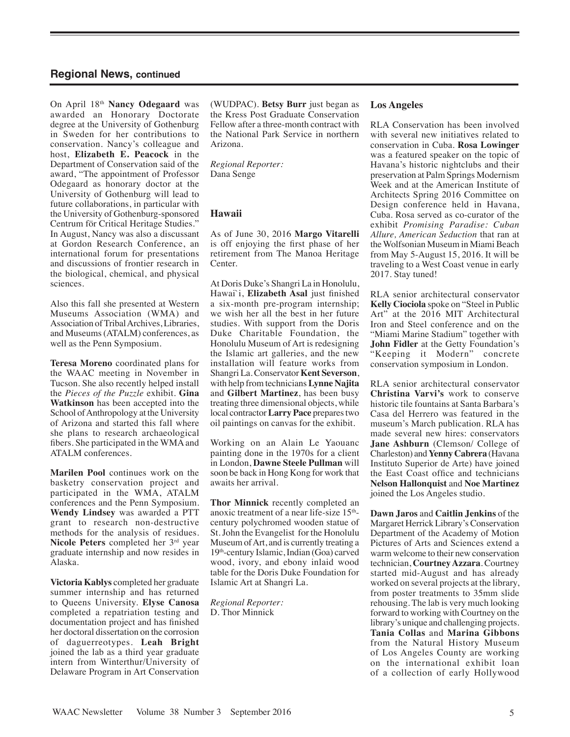## Regional News, continued

On April 18th **Nancy Odegaard** was awarded an Honorary Doctorate degree at the University of Gothenburg in Sweden for her contributions to conservation. Nancy's colleague and host, **Elizabeth E. Peacock** in the Department of Conservation said of the award, "The appointment of Professor Odegaard as honorary doctor at the University of Gothenburg will lead to future collaborations, in particular with the University of Gothenburg-sponsored Centrum för Critical Heritage Studies." In August, Nancy was also a discussant at Gordon Research Conference, an international forum for presentations and discussions of frontier research in the biological, chemical, and physical sciences.

Also this fall she presented at Western Museums Association (WMA) and Association of Tribal Archives, Libraries, and Museums (ATALM) conferences, as well as the Penn Symposium.

**Teresa Moreno** coordinated plans for the WAAC meeting in November in Tucson. She also recently helped install the *Pieces of the Puzzle* exhibit. **Gina Watkinson** has been accepted into the School of Anthropology at the University of Arizona and started this fall where she plans to research archaeological fibers. She participated in the WMA and ATALM conferences.

**Marilen Pool** continues work on the basketry conservation project and participated in the WMA, ATALM conferences and the Penn Symposium. **Wendy Lindsey** was awarded a PTT grant to research non-destructive methods for the analysis of residues. **Nicole Peters** completed her 3rd year graduate internship and now resides in Alaska.

**Victoria Kablys** completed her graduate summer internship and has returned to Queens University. **Elyse Canosa** completed a repatriation testing and documentation project and has finished her doctoral dissertation on the corrosion of daguerreotypes. **Leah Bright** joined the lab as a third year graduate intern from Winterthur/University of Delaware Program in Art Conservation (WUDPAC). **Betsy Burr** just began as the Kress Post Graduate Conservation Fellow after a three-month contract with the National Park Service in northern Arizona.

*Regional Reporter:*
Dana Senge

### Hawaii

As of June 30, 2016 **Margo Vitarelli** is off enjoying the first phase of her retirement from The Manoa Heritage Center.

At Doris Duke's Shangri La in Honolulu, Hawai`i, **Elizabeth Asal** just finished a six-month pre-program internship; we wish her all the best in her future studies. With support from the Doris Duke Charitable Foundation, the Honolulu Museum of Art is redesigning the Islamic art galleries, and the new installation will feature works from Shangri La. Conservator **Kent Severson**, with help from technicians **Lynne Najita** and **Gilbert Martinez**, has been busy treating three dimensional objects, while local contractor **Larry Pace** prepares two oil paintings on canvas for the exhibit.

Working on an Alain Le Yaouanc painting done in the 1970s for a client in London, **Dawne Steele Pullman** will soon be back in Hong Kong for work that awaits her arrival.

**Thor Minnick** recently completed an anoxic treatment of a near life-size 15th-century polychromed wooden statue of St. John the Evangelist for the Honolulu Museum of Art, and is currently treating a 19th-century Islamic, Indian (Goa) carved wood, ivory, and ebony inlaid wood table for the Doris Duke Foundation for Islamic Art at Shangri La.

*Regional Reporter:*
D. Thor Minnick

### Los Angeles

RLA Conservation has been involved with several new initiatives related to conservation in Cuba. **Rosa Lowinger** was a featured speaker on the topic of Havana's historic nightclubs and their preservation at Palm Springs Modernism Week and at the American Institute of Architects Spring 2016 Committee on Design conference held in Havana, Cuba. Rosa served as co-curator of the exhibit *Promising Paradise: Cuban Allure, American Seduction* that ran at the Wolfsonian Museum in Miami Beach from May 5-August 15, 2016. It will be traveling to a West Coast venue in early 2017. Stay tuned!

RLA senior architectural conservator **Kelly Ciociola** spoke on "Steel in Public Art" at the 2016 MIT Architectural Iron and Steel conference and on the "Miami Marine Stadium" together with **John Fidler** at the Getty Foundation's "Keeping it Modern" concrete conservation symposium in London.

RLA senior architectural conservator **Christina Varvi's** work to conserve historic tile fountains at Santa Barbara's Casa del Herrero was featured in the museum's March publication. RLA has made several new hires: conservators **Jane Ashburn** (Clemson/ College of Charleston) and **Yenny Cabrera** (Havana Instituto Superior de Arte) have joined the East Coast office and technicians **Nelson Hallonquist** and **Noe Martinez** joined the Los Angeles studio.

**Dawn Jaros** and **Caitlin Jenkins** of the Margaret Herrick Library's Conservation Department of the Academy of Motion Pictures of Arts and Sciences extend a warm welcome to their new conservation technician, **Courtney Azzara**. Courtney started mid-August and has already worked on several projects at the library, from poster treatments to 35mm slide rehousing. The lab is very much looking forward to working with Courtney on the library's unique and challenging projects. **Tania Collas** and **Marina Gibbons** from the Natural History Museum of Los Angeles County are working on the international exhibit loan of a collection of early Hollywood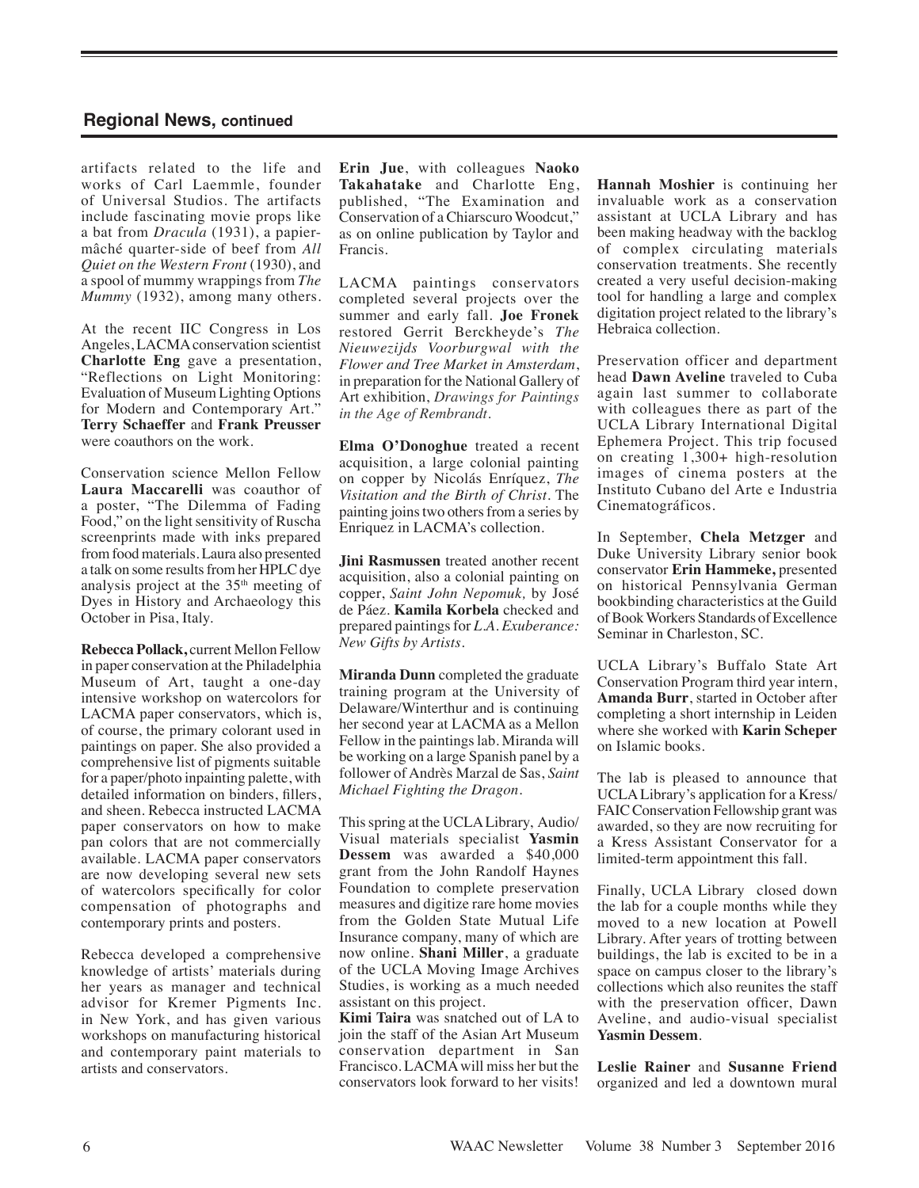## Regional News, continued

artifacts related to the life and works of Carl Laemmle, founder of Universal Studios. The artifacts include fascinating movie props like a bat from *Dracula* (1931), a papier-mâché quarter-side of beef from *All Quiet on the Western Front* (1930), and a spool of mummy wrappings from *The Mummy* (1932), among many others.

At the recent IIC Congress in Los Angeles, LACMA conservation scientist **Charlotte Eng** gave a presentation, "Reflections on Light Monitoring: Evaluation of Museum Lighting Options for Modern and Contemporary Art." **Terry Schaeffer** and **Frank Preusser** were coauthors on the work.

Conservation science Mellon Fellow **Laura Maccarelli** was coauthor of a poster, "The Dilemma of Fading Food," on the light sensitivity of Ruscha screenprints made with inks prepared from food materials. Laura also presented a talk on some results from her HPLC dye analysis project at the 35th meeting of Dyes in History and Archaeology this October in Pisa, Italy.

**Rebecca Pollack,** current Mellon Fellow in paper conservation at the Philadelphia Museum of Art, taught a one-day intensive workshop on watercolors for LACMA paper conservators, which is, of course, the primary colorant used in paintings on paper. She also provided a comprehensive list of pigments suitable for a paper/photo inpainting palette, with detailed information on binders, fillers, and sheen. Rebecca instructed LACMA paper conservators on how to make pan colors that are not commercially available. LACMA paper conservators are now developing several new sets of watercolors specifically for color compensation of photographs and contemporary prints and posters.

Rebecca developed a comprehensive knowledge of artists' materials during her years as manager and technical advisor for Kremer Pigments Inc. in New York, and has given various workshops on manufacturing historical and contemporary paint materials to artists and conservators.

**Erin Jue**, with colleagues **Naoko Takahatake** and Charlotte Eng, published, "The Examination and Conservation of a Chiarscuro Woodcut," as on online publication by Taylor and Francis.

LACMA paintings conservators completed several projects over the summer and early fall. **Joe Fronek** restored Gerrit Berckheyde's *The Nieuwezijds Voorburgwal with the Flower and Tree Market in Amsterdam*, in preparation for the National Gallery of Art exhibition, *Drawings for Paintings in the Age of Rembrandt*.

**Elma O'Donoghue** treated a recent acquisition, a large colonial painting on copper by Nicolás Enríquez, *The Visitation and the Birth of Christ*. The painting joins two others from a series by Enriquez in LACMA's collection.

**Jini Rasmussen** treated another recent acquisition, also a colonial painting on copper, *Saint John Nepomuk,* by José de Páez. **Kamila Korbela** checked and prepared paintings for *L.A. Exuberance: New Gifts by Artists*.

**Miranda Dunn** completed the graduate training program at the University of Delaware/Winterthur and is continuing her second year at LACMA as a Mellon Fellow in the paintings lab. Miranda will be working on a large Spanish panel by a follower of Andrès Marzal de Sas, *Saint Michael Fighting the Dragon*.

This spring at the UCLA Library, Audio/Visual materials specialist **Yasmin Dessem** was awarded a $40,000 grant from the John Randolf Haynes Foundation to complete preservation measures and digitize rare home movies from the Golden State Mutual Life Insurance company, many of which are now online. **Shani Miller**, a graduate of the UCLA Moving Image Archives Studies, is working as a much needed assistant on this project.

**Kimi Taira** was snatched out of LA to join the staff of the Asian Art Museum conservation department in San Francisco. LACMA will miss her but the conservators look forward to her visits!

**Hannah Moshier** is continuing her invaluable work as a conservation assistant at UCLA Library and has been making headway with the backlog of complex circulating materials conservation treatments. She recently created a very useful decision-making tool for handling a large and complex digitation project related to the library's Hebraica collection.

Preservation officer and department head **Dawn Aveline** traveled to Cuba again last summer to collaborate with colleagues there as part of the UCLA Library International Digital Ephemera Project. This trip focused on creating 1,300+ high-resolution images of cinema posters at the Instituto Cubano del Arte e Industria Cinematográficos.

In September, **Chela Metzger** and Duke University Library senior book conservator **Erin Hammeke,** presented on historical Pennsylvania German bookbinding characteristics at the Guild of Book Workers Standards of Excellence Seminar in Charleston, SC.

UCLA Library's Buffalo State Art Conservation Program third year intern, **Amanda Burr**, started in October after completing a short internship in Leiden where she worked with **Karin Scheper** on Islamic books.

The lab is pleased to announce that UCLA Library's application for a Kress/FAIC Conservation Fellowship grant was awarded, so they are now recruiting for a Kress Assistant Conservator for a limited-term appointment this fall.

Finally, UCLA Library closed down the lab for a couple months while they moved to a new location at Powell Library. After years of trotting between buildings, the lab is excited to be in a space on campus closer to the library's collections which also reunites the staff with the preservation officer, Dawn Aveline, and audio-visual specialist **Yasmin Dessem**.

**Leslie Rainer** and **Susanne Friend** organized and led a downtown mural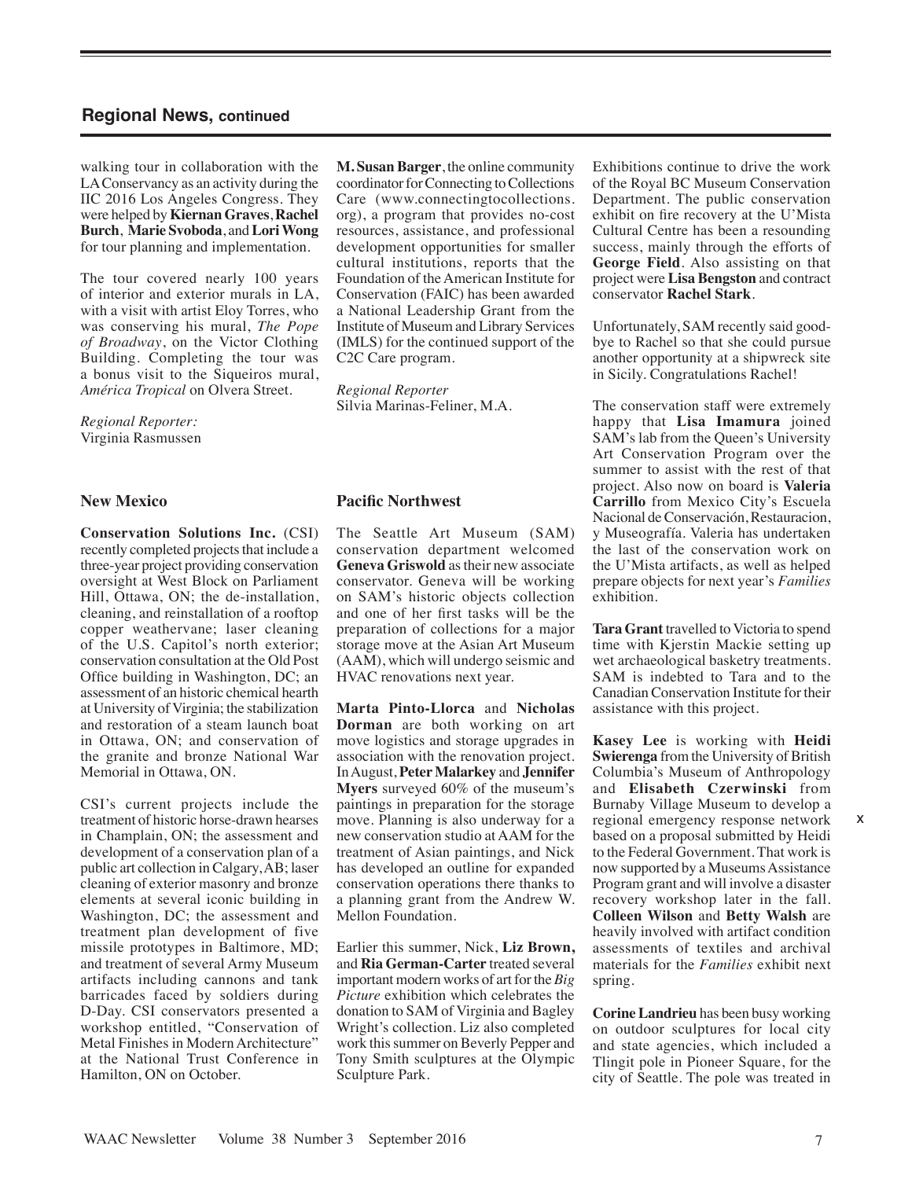## Regional News, continued

walking tour in collaboration with the LA Conservancy as an activity during the IIC 2016 Los Angeles Congress. They were helped by **Kiernan Graves**, **Rachel Burch**, **Marie Svoboda**, and **Lori Wong** for tour planning and implementation.

The tour covered nearly 100 years of interior and exterior murals in LA, with a visit with artist Eloy Torres, who was conserving his mural, *The Pope of Broadway*, on the Victor Clothing Building. Completing the tour was a bonus visit to the Siqueiros mural, *América Tropical* on Olvera Street.

*Regional Reporter:*
Virginia Rasmussen

**M. Susan Barger**, the online community coordinator for Connecting to Collections Care (www.connectingtocollections.org), a program that provides no-cost resources, assistance, and professional development opportunities for smaller cultural institutions, reports that the Foundation of the American Institute for Conservation (FAIC) has been awarded a National Leadership Grant from the Institute of Museum and Library Services (IMLS) for the continued support of the C2C Care program.

*Regional Reporter*
Silvia Marinas-Feliner, M.A.

### New Mexico

**Conservation Solutions Inc.** (CSI) recently completed projects that include a three-year project providing conservation oversight at West Block on Parliament Hill, Ottawa, ON; the de-installation, cleaning, and reinstallation of a rooftop copper weathervane; laser cleaning of the U.S. Capitol's north exterior; conservation consultation at the Old Post Office building in Washington, DC; an assessment of an historic chemical hearth at University of Virginia; the stabilization and restoration of a steam launch boat in Ottawa, ON; and conservation of the granite and bronze National War Memorial in Ottawa, ON.

CSI's current projects include the treatment of historic horse-drawn hearses in Champlain, ON; the assessment and development of a conservation plan of a public art collection in Calgary, AB; laser cleaning of exterior masonry and bronze elements at several iconic building in Washington, DC; the assessment and treatment plan development of five missile prototypes in Baltimore, MD; and treatment of several Army Museum artifacts including cannons and tank barricades faced by soldiers during D-Day. CSI conservators presented a workshop entitled, "Conservation of Metal Finishes in Modern Architecture" at the National Trust Conference in Hamilton, ON on October.

### Pacific Northwest

The Seattle Art Museum (SAM) conservation department welcomed **Geneva Griswold** as their new associate conservator. Geneva will be working on SAM's historic objects collection and one of her first tasks will be the preparation of collections for a major storage move at the Asian Art Museum (AAM), which will undergo seismic and HVAC renovations next year.

**Marta Pinto-Llorca** and **Nicholas Dorman** are both working on art move logistics and storage upgrades in association with the renovation project. In August, **Peter Malarkey** and **Jennifer Myers** surveyed 60% of the museum's paintings in preparation for the storage move. Planning is also underway for a new conservation studio at AAM for the treatment of Asian paintings, and Nick has developed an outline for expanded conservation operations there thanks to a planning grant from the Andrew W. Mellon Foundation.

Earlier this summer, Nick, **Liz Brown,** and **Ria German-Carter** treated several important modern works of art for the *Big Picture* exhibition which celebrates the donation to SAM of Virginia and Bagley Wright's collection. Liz also completed work this summer on Beverly Pepper and Tony Smith sculptures at the Olympic Sculpture Park.

Exhibitions continue to drive the work of the Royal BC Museum Conservation Department. The public conservation exhibit on fire recovery at the U'Mista Cultural Centre has been a resounding success, mainly through the efforts of **George Field**. Also assisting on that project were **Lisa Bengston** and contract conservator **Rachel Stark**.

Unfortunately, SAM recently said goodbye to Rachel so that she could pursue another opportunity at a shipwreck site in Sicily. Congratulations Rachel!

The conservation staff were extremely happy that **Lisa Imamura** joined SAM's lab from the Queen's University Art Conservation Program over the summer to assist with the rest of that project. Also now on board is **Valeria Carrillo** from Mexico City's Escuela Nacional de Conservación, Restauracion, y Museografía. Valeria has undertaken the last of the conservation work on the U'Mista artifacts, as well as helped prepare objects for next year's *Families* exhibition.

**Tara Grant** travelled to Victoria to spend time with Kjerstin Mackie setting up wet archaeological basketry treatments. SAM is indebted to Tara and to the Canadian Conservation Institute for their assistance with this project.

**Kasey Lee** is working with **Heidi Swierenga** from the University of British Columbia's Museum of Anthropology and **Elisabeth Czerwinski** from Burnaby Village Museum to develop a regional emergency response network based on a proposal submitted by Heidi to the Federal Government. That work is now supported by a Museums Assistance Program grant and will involve a disaster recovery workshop later in the fall. **Colleen Wilson** and **Betty Walsh** are heavily involved with artifact condition assessments of textiles and archival materials for the *Families* exhibit next spring.

**Corine Landrieu** has been busy working on outdoor sculptures for local city and state agencies, which included a Tlingit pole in Pioneer Square, for the city of Seattle. The pole was treated in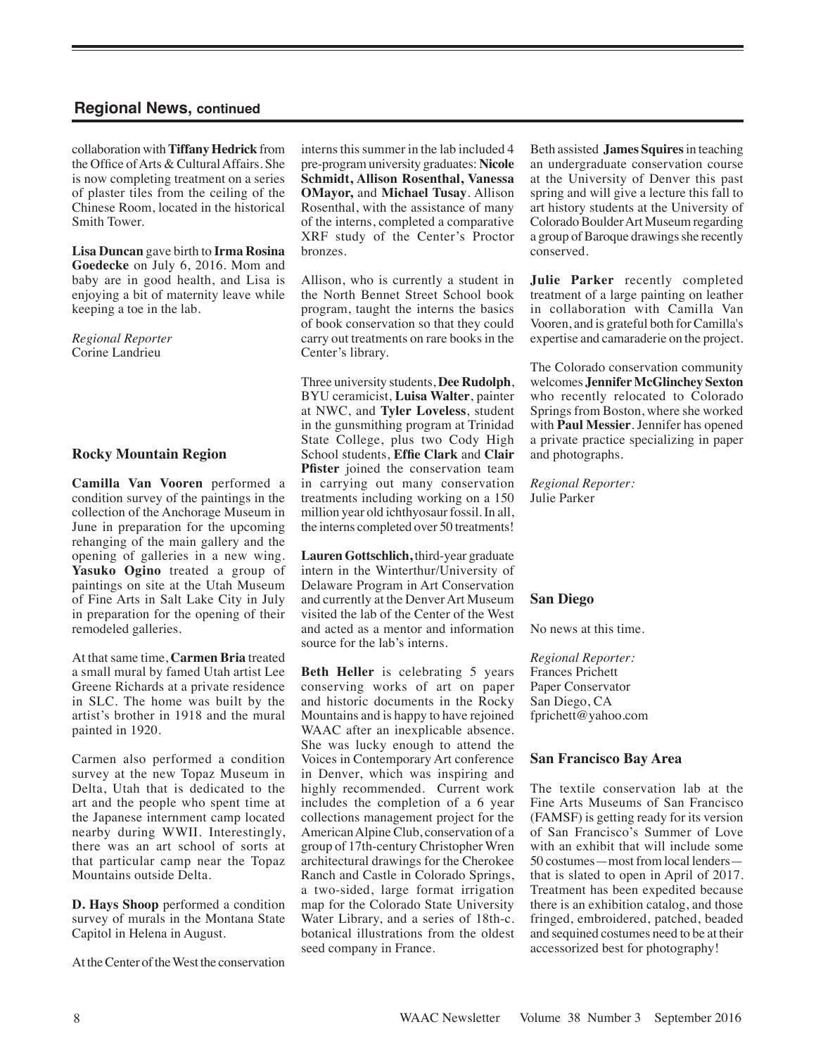## Regional News, continued

collaboration with **Tiffany Hedrick** from the Office of Arts & Cultural Affairs. She is now completing treatment on a series of plaster tiles from the ceiling of the Chinese Room, located in the historical Smith Tower.

**Lisa Duncan** gave birth to **Irma Rosina Goedecke** on July 6, 2016. Mom and baby are in good health, and Lisa is enjoying a bit of maternity leave while keeping a toe in the lab.

*Regional Reporter*
Corine Landrieu

### Rocky Mountain Region

**Camilla Van Vooren** performed a condition survey of the paintings in the collection of the Anchorage Museum in June in preparation for the upcoming rehanging of the main gallery and the opening of galleries in a new wing. **Yasuko Ogino** treated a group of paintings on site at the Utah Museum of Fine Arts in Salt Lake City in July in preparation for the opening of their remodeled galleries.

At that same time, **Carmen Bria** treated a small mural by famed Utah artist Lee Greene Richards at a private residence in SLC. The home was built by the artist's brother in 1918 and the mural painted in 1920.

Carmen also performed a condition survey at the new Topaz Museum in Delta, Utah that is dedicated to the art and the people who spent time at the Japanese internment camp located nearby during WWII. Interestingly, there was an art school of sorts at that particular camp near the Topaz Mountains outside Delta.

**D. Hays Shoop** performed a condition survey of murals in the Montana State Capitol in Helena in August.

At the Center of the West the conservation interns this summer in the lab included 4 pre-program university graduates: **Nicole Schmidt, Allison Rosenthal, Vanessa OMayor,** and **Michael Tusay**. Allison Rosenthal, with the assistance of many of the interns, completed a comparative XRF study of the Center's Proctor bronzes.

Allison, who is currently a student in the North Bennet Street School book program, taught the interns the basics of book conservation so that they could carry out treatments on rare books in the Center's library.

Three university students, **Dee Rudolph**, BYU ceramicist, **Luisa Walter**, painter at NWC, and **Tyler Loveless**, student in the gunsmithing program at Trinidad State College, plus two Cody High School students, **Effie Clark** and **Clair Pfister** joined the conservation team in carrying out many conservation treatments including working on a 150 million year old ichthyosaur fossil. In all, the interns completed over 50 treatments!

**Lauren Gottschlich,** third-year graduate intern in the Winterthur/University of Delaware Program in Art Conservation and currently at the Denver Art Museum visited the lab of the Center of the West and acted as a mentor and information source for the lab's interns.

**Beth Heller** is celebrating 5 years conserving works of art on paper and historic documents in the Rocky Mountains and is happy to have rejoined WAAC after an inexplicable absence. She was lucky enough to attend the Voices in Contemporary Art conference in Denver, which was inspiring and highly recommended. Current work includes the completion of a 6 year collections management project for the American Alpine Club, conservation of a group of 17th-century Christopher Wren architectural drawings for the Cherokee Ranch and Castle in Colorado Springs, a two-sided, large format irrigation map for the Colorado State University Water Library, and a series of 18th-c. botanical illustrations from the oldest seed company in France.

Beth assisted **James Squires** in teaching an undergraduate conservation course at the University of Denver this past spring and will give a lecture this fall to art history students at the University of Colorado Boulder Art Museum regarding a group of Baroque drawings she recently conserved.

**Julie Parker** recently completed treatment of a large painting on leather in collaboration with Camilla Van Vooren, and is grateful both for Camilla's expertise and camaraderie on the project.

The Colorado conservation community welcomes **Jennifer McGlinchey Sexton** who recently relocated to Colorado Springs from Boston, where she worked with **Paul Messier**. Jennifer has opened a private practice specializing in paper and photographs.

*Regional Reporter:*
Julie Parker

### San Diego

No news at this time.

*Regional Reporter:*
Frances Prichett
Paper Conservator
San Diego, CA
fprichett@yahoo.com

### San Francisco Bay Area

The textile conservation lab at the Fine Arts Museums of San Francisco (FAMSF) is getting ready for its version of San Francisco's Summer of Love with an exhibit that will include some 50 costumes—most from local lenders—that is slated to open in April of 2017. Treatment has been expedited because there is an exhibition catalog, and those fringed, embroidered, patched, beaded and sequined costumes need to be at their accessorized best for photography!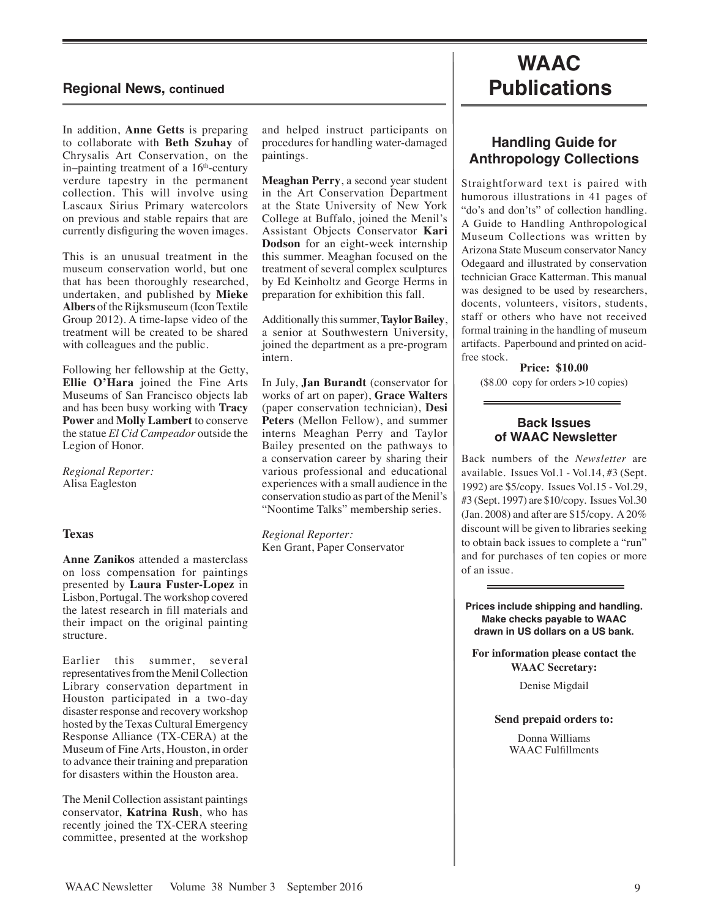## Regional News, continued

In addition, **Anne Getts** is preparing to collaborate with **Beth Szuhay** of Chrysalis Art Conservation, on the in–painting treatment of a 16th-century verdure tapestry in the permanent collection. This will involve using Lascaux Sirius Primary watercolors on previous and stable repairs that are currently disfiguring the woven images.

This is an unusual treatment in the museum conservation world, but one that has been thoroughly researched, undertaken, and published by **Mieke Albers** of the Rijksmuseum (Icon Textile Group 2012). A time-lapse video of the treatment will be created to be shared with colleagues and the public.

Following her fellowship at the Getty, **Ellie O'Hara** joined the Fine Arts Museums of San Francisco objects lab and has been busy working with **Tracy Power** and **Molly Lambert** to conserve the statue *El Cid Campeador* outside the Legion of Honor.

*Regional Reporter:*
Alisa Eagleston

### Texas

**Anne Zanikos** attended a masterclass on loss compensation for paintings presented by **Laura Fuster-Lopez** in Lisbon, Portugal. The workshop covered the latest research in fill materials and their impact on the original painting structure.

Earlier this summer, several representatives from the Menil Collection Library conservation department in Houston participated in a two-day disaster response and recovery workshop hosted by the Texas Cultural Emergency Response Alliance (TX-CERA) at the Museum of Fine Arts, Houston, in order to advance their training and preparation for disasters within the Houston area.

The Menil Collection assistant paintings conservator, **Katrina Rush**, who has recently joined the TX-CERA steering committee, presented at the workshop and helped instruct participants on procedures for handling water-damaged paintings.

**Meaghan Perry**, a second year student in the Art Conservation Department at the State University of New York College at Buffalo, joined the Menil's Assistant Objects Conservator **Kari Dodson** for an eight-week internship this summer. Meaghan focused on the treatment of several complex sculptures by Ed Keinholtz and George Herms in preparation for exhibition this fall.

Additionally this summer, **Taylor Bailey**, a senior at Southwestern University, joined the department as a pre-program intern.

In July, **Jan Burandt** (conservator for works of art on paper), **Grace Walters** (paper conservation technician), **Desi Peters** (Mellon Fellow), and summer interns Meaghan Perry and Taylor Bailey presented on the pathways to a conservation career by sharing their various professional and educational experiences with a small audience in the conservation studio as part of the Menil's "Noontime Talks" membership series.

*Regional Reporter:*
Ken Grant, Paper Conservator

# WAAC Publications

## Handling Guide for Anthropology Collections

Straightforward text is paired with humorous illustrations in 41 pages of "do's and don'ts" of collection handling. A Guide to Handling Anthropological Museum Collections was written by Arizona State Museum conservator Nancy Odegaard and illustrated by conservation technician Grace Katterman. This manual was designed to be used by researchers, docents, volunteers, visitors, students, staff or others who have not received formal training in the handling of museum artifacts. Paperbound and printed on acid-free stock.

**Price: $10.00**

($8.00 copy for orders >10 copies)

## Back Issues of WAAC Newsletter

Back numbers of the *Newsletter* are available. Issues Vol.1 - Vol.14, #3 (Sept. 1992) are $5/copy. Issues Vol.15 - Vol.29, #3 (Sept. 1997) are $10/copy. Issues Vol.30 (Jan. 2008) and after are $15/copy. A 20% discount will be given to libraries seeking to obtain back issues to complete a "run" and for purchases of ten copies or more of an issue.

**Prices include shipping and handling. Make checks payable to WAAC drawn in US dollars on a US bank.**

**For information please contact the WAAC Secretary:**

Denise Migdail

**Send prepaid orders to:**

Donna Williams
WAAC Fulfillments